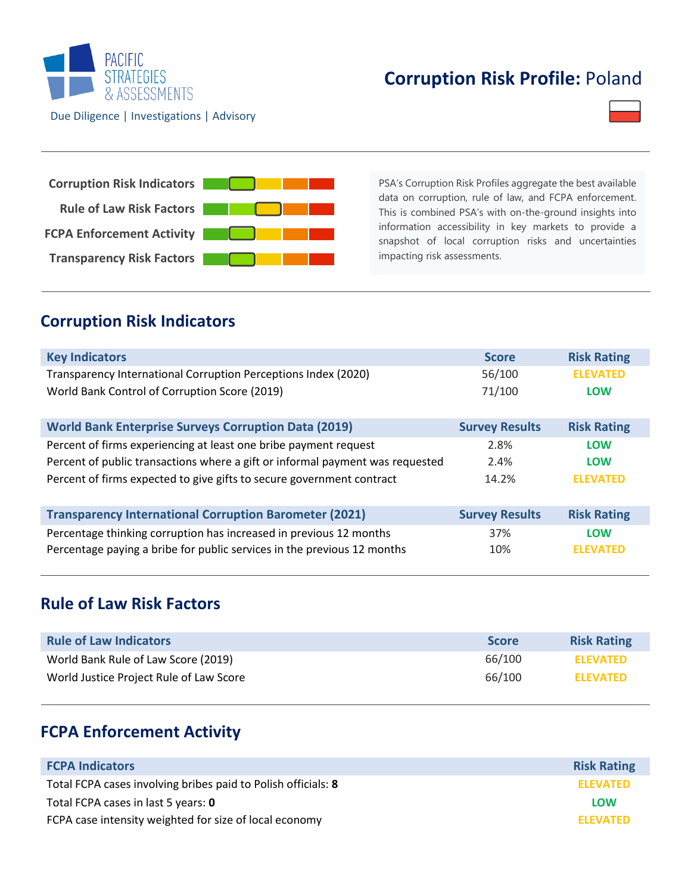PACIFIC STRATEGIES & ASSESSMENTS

Due Diligence | Investigations | Advisory

# Corruption Risk Profile: Poland

Corruption Risk Indicators

Rule of Law Risk Factors

FCPA Enforcement Activity

Transparency Risk Factors

PSA's Corruption Risk Profiles aggregate the best available data on corruption, rule of law, and FCPA enforcement. This is combined PSA's with on-the-ground insights into information accessibility in key markets to provide a snapshot of local corruption risks and uncertainties impacting risk assessments.

## Corruption Risk Indicators

| Key Indicators | Score | Risk Rating |
|---|---|---|
| Transparency International Corruption Perceptions Index (2020) | 56/100 | ELEVATED |
| World Bank Control of Corruption Score (2019) | 71/100 | LOW |

| World Bank Enterprise Surveys Corruption Data (2019) | Survey Results | Risk Rating |
|---|---|---|
| Percent of firms experiencing at least one bribe payment request | 2.8% | LOW |
| Percent of public transactions where a gift or informal payment was requested | 2.4% | LOW |
| Percent of firms expected to give gifts to secure government contract | 14.2% | ELEVATED |

| Transparency International Corruption Barometer (2021) | Survey Results | Risk Rating |
|---|---|---|
| Percentage thinking corruption has increased in previous 12 months | 37% | LOW |
| Percentage paying a bribe for public services in the previous 12 months | 10% | ELEVATED |

## Rule of Law Risk Factors

| Rule of Law Indicators | Score | Risk Rating |
|---|---|---|
| World Bank Rule of Law Score (2019) | 66/100 | ELEVATED |
| World Justice Project Rule of Law Score | 66/100 | ELEVATED |

## FCPA Enforcement Activity

| FCPA Indicators | Risk Rating |
|---|---|
| Total FCPA cases involving bribes paid to Polish officials: **8** | ELEVATED |
| Total FCPA cases in last 5 years: **0** | LOW |
| FCPA case intensity weighted for size of local economy | ELEVATED |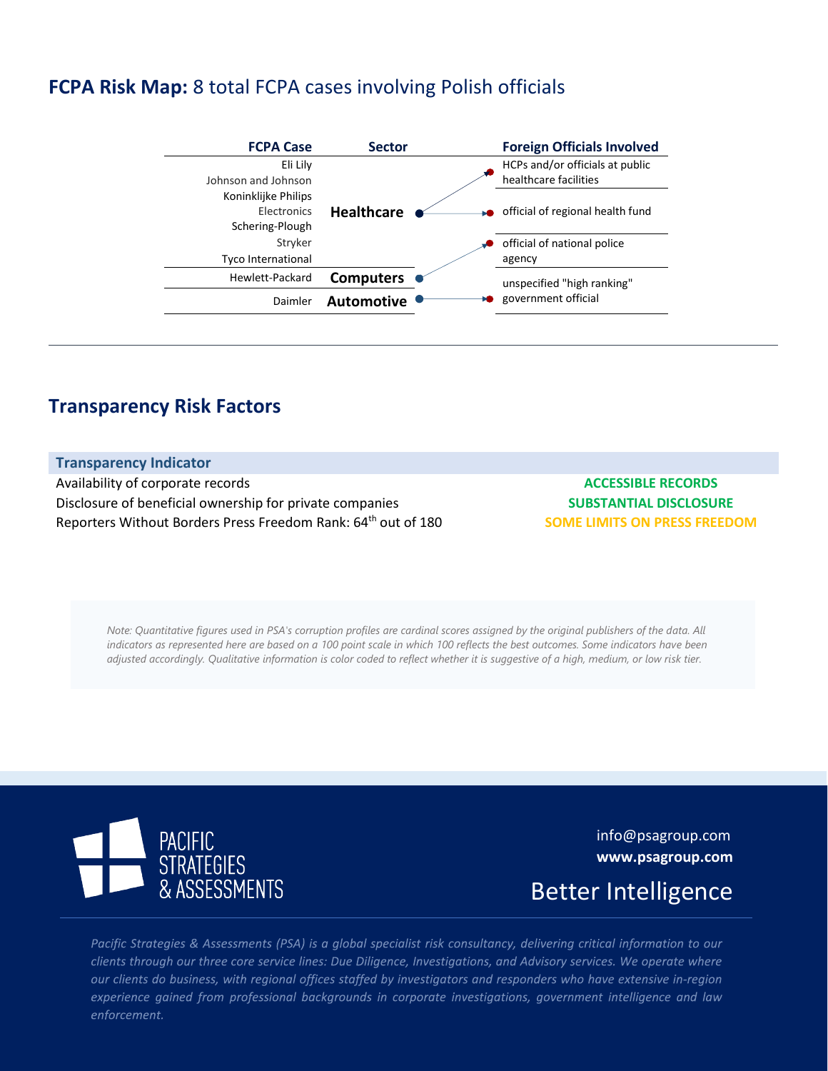## **FCPA Risk Map:** 8 total FCPA cases involving Polish officials

| FCPA Case | Sector | Foreign Officials Involved |
|---|---|---|
| Eli Lily<br>Johnson and Johnson<br>Koninklijke Philips Electronics<br>Schering-Plough<br>Stryker<br>Tyco International | **Healthcare** | HCPs and/or officials at public healthcare facilities<br>official of regional health fund<br>official of national police agency |
| Hewlett-Packard | **Computers** | unspecified "high ranking" government official |
| Daimler | **Automotive** | |

## Transparency Risk Factors

| Transparency Indicator | |
|---|---|
| Availability of corporate records | **ACCESSIBLE RECORDS** |
| Disclosure of beneficial ownership for private companies | **SUBSTANTIAL DISCLOSURE** |
| Reporters Without Borders Press Freedom Rank: 64th out of 180 | **SOME LIMITS ON PRESS FREEDOM** |

*Note: Quantitative figures used in PSA's corruption profiles are cardinal scores assigned by the original publishers of the data. All indicators as represented here are based on a 100 point scale in which 100 reflects the best outcomes. Some indicators have been adjusted accordingly. Qualitative information is color coded to reflect whether it is suggestive of a high, medium, or low risk tier.*

PACIFIC STRATEGIES & ASSESSMENTS

info@psagroup.com
**www.psagroup.com**

Better Intelligence

*Pacific Strategies & Assessments (PSA) is a global specialist risk consultancy, delivering critical information to our clients through our three core service lines: Due Diligence, Investigations, and Advisory services. We operate where our clients do business, with regional offices staffed by investigators and responders who have extensive in-region experience gained from professional backgrounds in corporate investigations, government intelligence and law enforcement.*